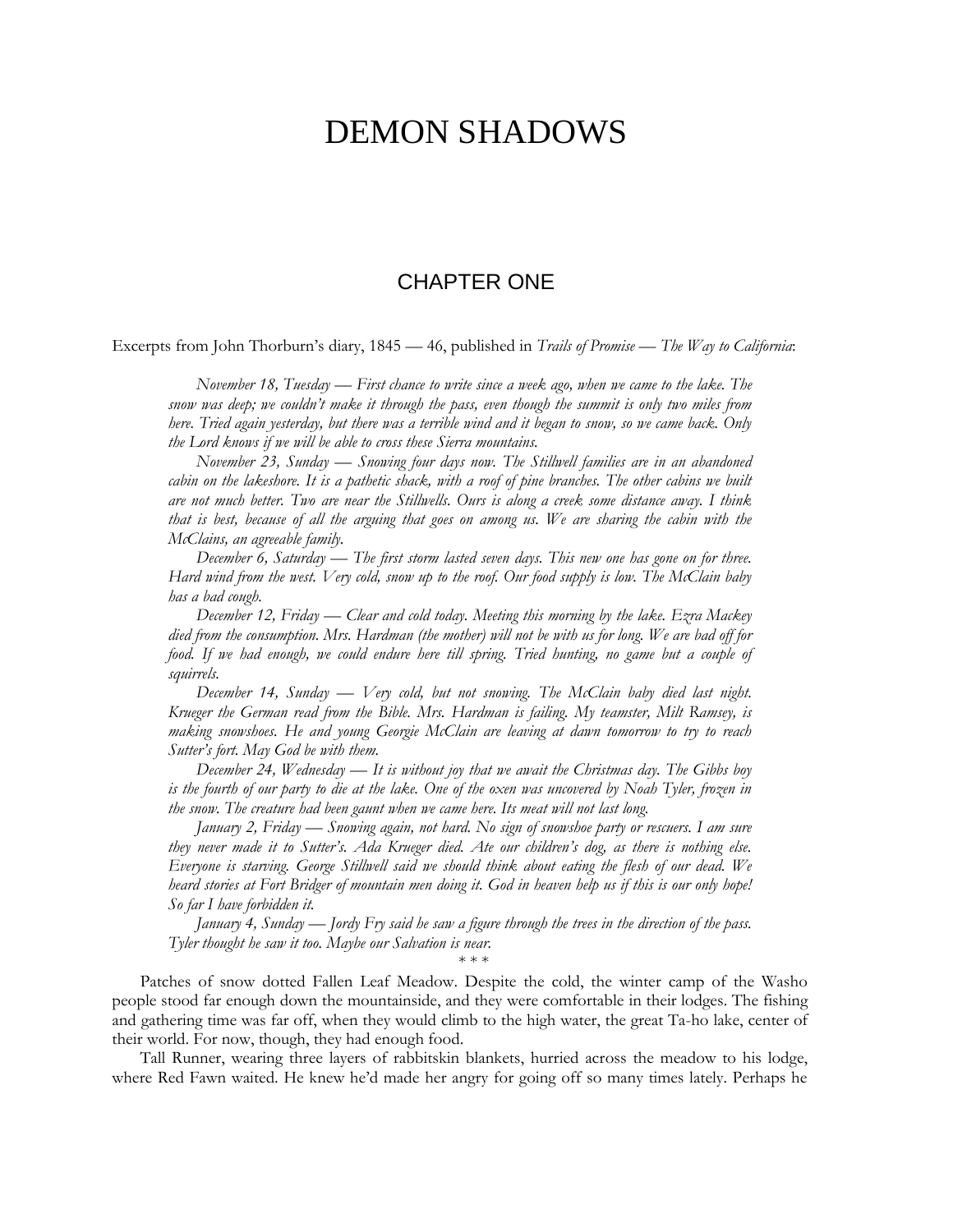# DEMON SHADOWS

## CHAPTER ONE

Excerpts from John Thorburn's diary, 1845 — 46, published in *Trails of Promise — The Way to California*:

> *November 18, Tuesday — First chance to write since a week ago, when we came to the lake. The snow was deep; we couldn't make it through the pass, even though the summit is only two miles from here. Tried again yesterday, but there was a terrible wind and it began to snow, so we came back. Only the Lord knows if we will be able to cross these Sierra mountains.*
>
> *November 23, Sunday — Snowing four days now. The Stillwell families are in an abandoned cabin on the lakeshore. It is a pathetic shack, with a roof of pine branches. The other cabins we built are not much better. Two are near the Stillwells. Ours is along a creek some distance away. I think that is best, because of all the arguing that goes on among us. We are sharing the cabin with the McClains, an agreeable family.*
>
> *December 6, Saturday — The first storm lasted seven days. This new one has gone on for three. Hard wind from the west. Very cold, snow up to the roof. Our food supply is low. The McClain baby has a bad cough.*
>
> *December 12, Friday — Clear and cold today. Meeting this morning by the lake. Ezra Mackey died from the consumption. Mrs. Hardman (the mother) will not be with us for long. We are bad off for food. If we had enough, we could endure here till spring. Tried hunting, no game but a couple of squirrels.*
>
> *December 14, Sunday — Very cold, but not snowing. The McClain baby died last night. Krueger the German read from the Bible. Mrs. Hardman is failing. My teamster, Milt Ramsey, is making snowshoes. He and young Georgie McClain are leaving at dawn tomorrow to try to reach Sutter's fort. May God be with them.*
>
> *December 24, Wednesday — It is without joy that we await the Christmas day. The Gibbs boy is the fourth of our party to die at the lake. One of the oxen was uncovered by Noah Tyler, frozen in the snow. The creature had been gaunt when we came here. Its meat will not last long.*
>
> *January 2, Friday — Snowing again, not hard. No sign of snowshoe party or rescuers. I am sure they never made it to Sutter's. Ada Krueger died. Ate our children's dog, as there is nothing else. Everyone is starving. George Stillwell said we should think about eating the flesh of our dead. We heard stories at Fort Bridger of mountain men doing it. God in heaven help us if this is our only hope! So far I have forbidden it.*
>
> *January 4, Sunday — Jordy Fry said he saw a figure through the trees in the direction of the pass. Tyler thought he saw it too. Maybe our Salvation is near.*

\* \* \*

Patches of snow dotted Fallen Leaf Meadow. Despite the cold, the winter camp of the Washo people stood far enough down the mountainside, and they were comfortable in their lodges. The fishing and gathering time was far off, when they would climb to the high water, the great Ta-ho lake, center of their world. For now, though, they had enough food.

Tall Runner, wearing three layers of rabbitskin blankets, hurried across the meadow to his lodge, where Red Fawn waited. He knew he'd made her angry for going off so many times lately. Perhaps he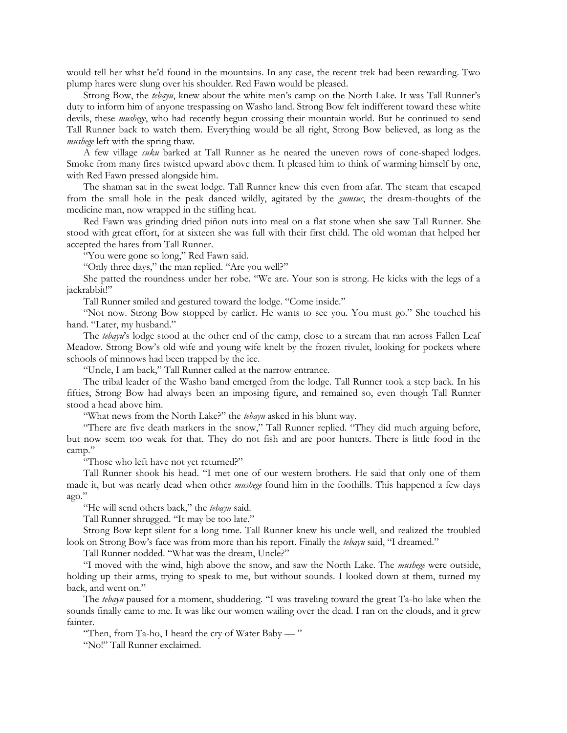would tell her what he'd found in the mountains. In any case, the recent trek had been rewarding. Two plump hares were slung over his shoulder. Red Fawn would be pleased.

Strong Bow, the *tebayu*, knew about the white men's camp on the North Lake. It was Tall Runner's duty to inform him of anyone trespassing on Washo land. Strong Bow felt indifferent toward these white devils, these *mushege*, who had recently begun crossing their mountain world. But he continued to send Tall Runner back to watch them. Everything would be all right, Strong Bow believed, as long as the *mushege* left with the spring thaw.

A few village *suku* barked at Tall Runner as he neared the uneven rows of cone-shaped lodges. Smoke from many fires twisted upward above them. It pleased him to think of warming himself by one, with Red Fawn pressed alongside him.

The shaman sat in the sweat lodge. Tall Runner knew this even from afar. The steam that escaped from the small hole in the peak danced wildly, agitated by the *gumsuc*, the dream-thoughts of the medicine man, now wrapped in the stifling heat.

Red Fawn was grinding dried piñon nuts into meal on a flat stone when she saw Tall Runner. She stood with great effort, for at sixteen she was full with their first child. The old woman that helped her accepted the hares from Tall Runner.

"You were gone so long," Red Fawn said.

"Only three days," the man replied. "Are you well?"

She patted the roundness under her robe. "We are. Your son is strong. He kicks with the legs of a jackrabbit!"

Tall Runner smiled and gestured toward the lodge. "Come inside."

"Not now. Strong Bow stopped by earlier. He wants to see you. You must go." She touched his hand. "Later, my husband."

The *tebayu*'s lodge stood at the other end of the camp, close to a stream that ran across Fallen Leaf Meadow. Strong Bow's old wife and young wife knelt by the frozen rivulet, looking for pockets where schools of minnows had been trapped by the ice.

"Uncle, I am back," Tall Runner called at the narrow entrance.

The tribal leader of the Washo band emerged from the lodge. Tall Runner took a step back. In his fifties, Strong Bow had always been an imposing figure, and remained so, even though Tall Runner stood a head above him.

"What news from the North Lake?" the *tebayu* asked in his blunt way.

"There are five death markers in the snow," Tall Runner replied. "They did much arguing before, but now seem too weak for that. They do not fish and are poor hunters. There is little food in the camp."

"Those who left have not yet returned?"

Tall Runner shook his head. "I met one of our western brothers. He said that only one of them made it, but was nearly dead when other *mushege* found him in the foothills. This happened a few days ago."

"He will send others back," the *tebayu* said.

Tall Runner shrugged. "It may be too late."

Strong Bow kept silent for a long time. Tall Runner knew his uncle well, and realized the troubled look on Strong Bow's face was from more than his report. Finally the *tebayu* said, "I dreamed."

Tall Runner nodded. "What was the dream, Uncle?"

"I moved with the wind, high above the snow, and saw the North Lake. The *mushege* were outside, holding up their arms, trying to speak to me, but without sounds. I looked down at them, turned my back, and went on."

The *tebayu* paused for a moment, shuddering. "I was traveling toward the great Ta-ho lake when the sounds finally came to me. It was like our women wailing over the dead. I ran on the clouds, and it grew fainter.

"Then, from Ta-ho, I heard the cry of Water Baby — "

"No!" Tall Runner exclaimed.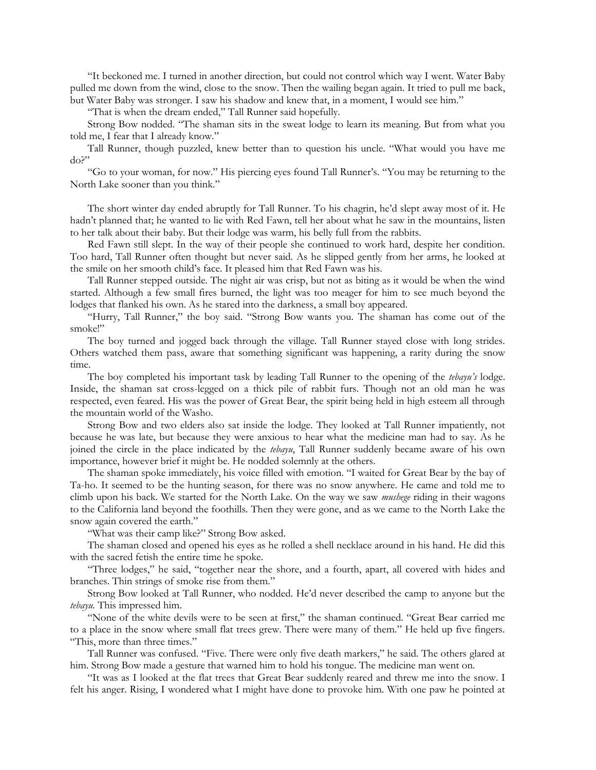"It beckoned me. I turned in another direction, but could not control which way I went. Water Baby pulled me down from the wind, close to the snow. Then the wailing began again. It tried to pull me back, but Water Baby was stronger. I saw his shadow and knew that, in a moment, I would see him."

"That is when the dream ended," Tall Runner said hopefully.

Strong Bow nodded. "The shaman sits in the sweat lodge to learn its meaning. But from what you told me, I fear that I already know."

Tall Runner, though puzzled, knew better than to question his uncle. "What would you have me do?"

"Go to your woman, for now." His piercing eyes found Tall Runner's. "You may be returning to the North Lake sooner than you think."

The short winter day ended abruptly for Tall Runner. To his chagrin, he'd slept away most of it. He hadn't planned that; he wanted to lie with Red Fawn, tell her about what he saw in the mountains, listen to her talk about their baby. But their lodge was warm, his belly full from the rabbits.

Red Fawn still slept. In the way of their people she continued to work hard, despite her condition. Too hard, Tall Runner often thought but never said. As he slipped gently from her arms, he looked at the smile on her smooth child's face. It pleased him that Red Fawn was his.

Tall Runner stepped outside. The night air was crisp, but not as biting as it would be when the wind started. Although a few small fires burned, the light was too meager for him to see much beyond the lodges that flanked his own. As he stared into the darkness, a small boy appeared.

"Hurry, Tall Runner," the boy said. "Strong Bow wants you. The shaman has come out of the smoke!"

The boy turned and jogged back through the village. Tall Runner stayed close with long strides. Others watched them pass, aware that something significant was happening, a rarity during the snow time.

The boy completed his important task by leading Tall Runner to the opening of the *tebayu's* lodge. Inside, the shaman sat cross-legged on a thick pile of rabbit furs. Though not an old man he was respected, even feared. His was the power of Great Bear, the spirit being held in high esteem all through the mountain world of the Washo.

Strong Bow and two elders also sat inside the lodge. They looked at Tall Runner impatiently, not because he was late, but because they were anxious to hear what the medicine man had to say. As he joined the circle in the place indicated by the *tebayu*, Tall Runner suddenly became aware of his own importance, however brief it might be. He nodded solemnly at the others.

The shaman spoke immediately, his voice filled with emotion. "I waited for Great Bear by the bay of Ta-ho. It seemed to be the hunting season, for there was no snow anywhere. He came and told me to climb upon his back. We started for the North Lake. On the way we saw *mushege* riding in their wagons to the California land beyond the foothills. Then they were gone, and as we came to the North Lake the snow again covered the earth."

"What was their camp like?" Strong Bow asked.

The shaman closed and opened his eyes as he rolled a shell necklace around in his hand. He did this with the sacred fetish the entire time he spoke.

"Three lodges," he said, "together near the shore, and a fourth, apart, all covered with hides and branches. Thin strings of smoke rise from them."

Strong Bow looked at Tall Runner, who nodded. He'd never described the camp to anyone but the *tebayu*. This impressed him.

"None of the white devils were to be seen at first," the shaman continued. "Great Bear carried me to a place in the snow where small flat trees grew. There were many of them." He held up five fingers. "This, more than three times."

Tall Runner was confused. "Five. There were only five death markers," he said. The others glared at him. Strong Bow made a gesture that warned him to hold his tongue. The medicine man went on.

"It was as I looked at the flat trees that Great Bear suddenly reared and threw me into the snow. I felt his anger. Rising, I wondered what I might have done to provoke him. With one paw he pointed at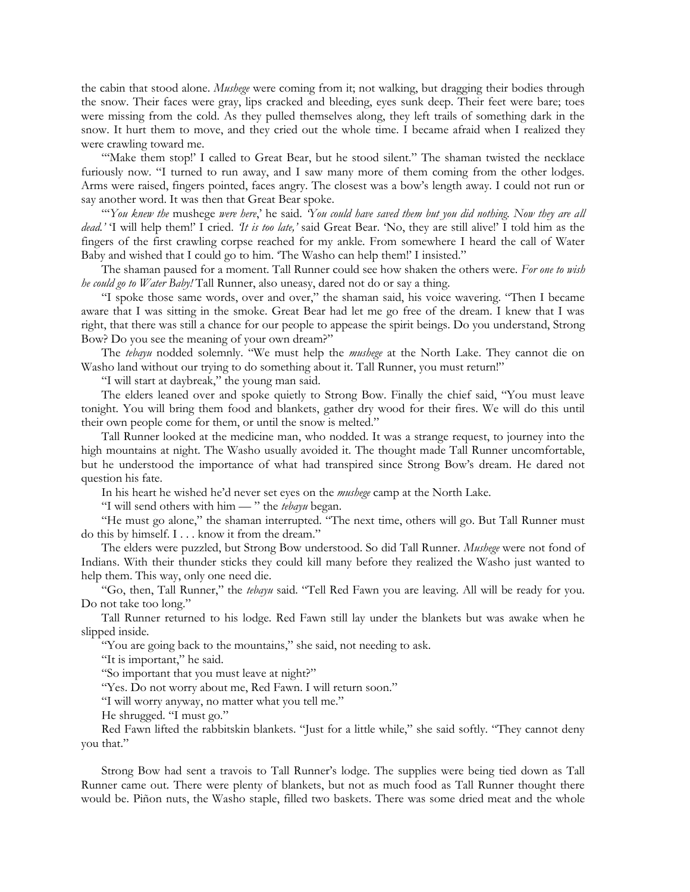the cabin that stood alone. *Mushege* were coming from it; not walking, but dragging their bodies through the snow. Their faces were gray, lips cracked and bleeding, eyes sunk deep. Their feet were bare; toes were missing from the cold. As they pulled themselves along, they left trails of something dark in the snow. It hurt them to move, and they cried out the whole time. I became afraid when I realized they were crawling toward me.

"'Make them stop!' I called to Great Bear, but he stood silent." The shaman twisted the necklace furiously now. "I turned to run away, and I saw many more of them coming from the other lodges. Arms were raised, fingers pointed, faces angry. The closest was a bow's length away. I could not run or say another word. It was then that Great Bear spoke.

"'*You knew the* mushege *were here*,' he said. *'You could have saved them but you did nothing. Now they are all dead.'* 'I will help them!' I cried. *'It is too late,'* said Great Bear. 'No, they are still alive!' I told him as the fingers of the first crawling corpse reached for my ankle. From somewhere I heard the call of Water Baby and wished that I could go to him. 'The Washo can help them!' I insisted."

The shaman paused for a moment. Tall Runner could see how shaken the others were. *For one to wish he could go to Water Baby!* Tall Runner, also uneasy, dared not do or say a thing.

"I spoke those same words, over and over," the shaman said, his voice wavering. "Then I became aware that I was sitting in the smoke. Great Bear had let me go free of the dream. I knew that I was right, that there was still a chance for our people to appease the spirit beings. Do you understand, Strong Bow? Do you see the meaning of your own dream?"

The *tebayu* nodded solemnly. "We must help the *mushege* at the North Lake. They cannot die on Washo land without our trying to do something about it. Tall Runner, you must return!"

"I will start at daybreak," the young man said.

The elders leaned over and spoke quietly to Strong Bow. Finally the chief said, "You must leave tonight. You will bring them food and blankets, gather dry wood for their fires. We will do this until their own people come for them, or until the snow is melted."

Tall Runner looked at the medicine man, who nodded. It was a strange request, to journey into the high mountains at night. The Washo usually avoided it. The thought made Tall Runner uncomfortable, but he understood the importance of what had transpired since Strong Bow's dream. He dared not question his fate.

In his heart he wished he'd never set eyes on the *mushege* camp at the North Lake.

"I will send others with him — " the *tebayu* began.

"He must go alone," the shaman interrupted. "The next time, others will go. But Tall Runner must do this by himself. I . . . know it from the dream."

The elders were puzzled, but Strong Bow understood. So did Tall Runner. *Mushege* were not fond of Indians. With their thunder sticks they could kill many before they realized the Washo just wanted to help them. This way, only one need die.

"Go, then, Tall Runner," the *tebayu* said. "Tell Red Fawn you are leaving. All will be ready for you. Do not take too long."

Tall Runner returned to his lodge. Red Fawn still lay under the blankets but was awake when he slipped inside.

"You are going back to the mountains," she said, not needing to ask.

"It is important," he said.

"So important that you must leave at night?"

"Yes. Do not worry about me, Red Fawn. I will return soon."

"I will worry anyway, no matter what you tell me."

He shrugged. "I must go."

Red Fawn lifted the rabbitskin blankets. "Just for a little while," she said softly. "They cannot deny you that."

Strong Bow had sent a travois to Tall Runner's lodge. The supplies were being tied down as Tall Runner came out. There were plenty of blankets, but not as much food as Tall Runner thought there would be. Piñon nuts, the Washo staple, filled two baskets. There was some dried meat and the whole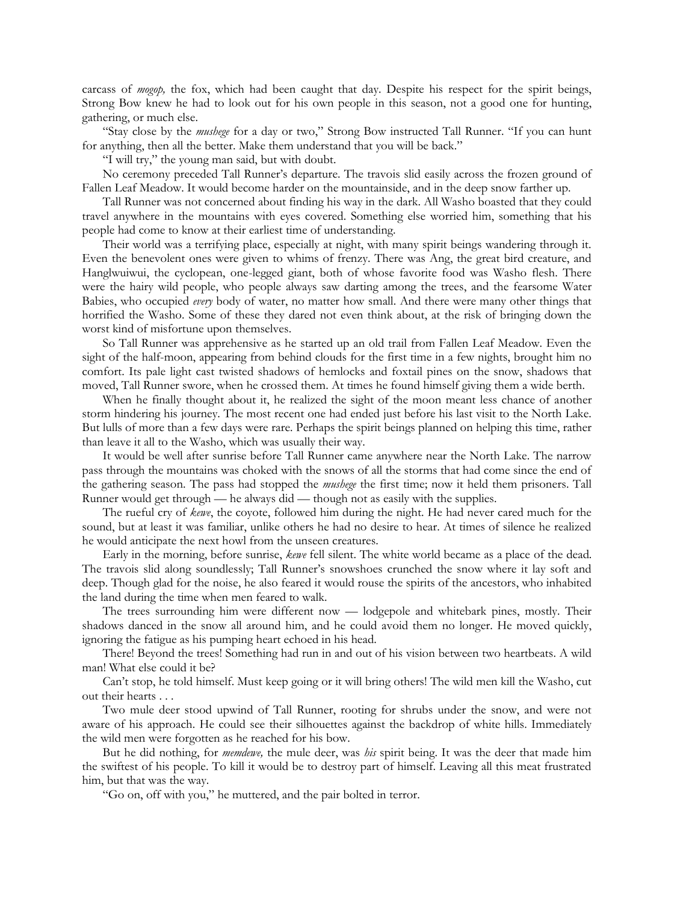carcass of *mogop,* the fox, which had been caught that day. Despite his respect for the spirit beings, Strong Bow knew he had to look out for his own people in this season, not a good one for hunting, gathering, or much else.

"Stay close by the *mushege* for a day or two," Strong Bow instructed Tall Runner. "If you can hunt for anything, then all the better. Make them understand that you will be back."

"I will try," the young man said, but with doubt.

No ceremony preceded Tall Runner's departure. The travois slid easily across the frozen ground of Fallen Leaf Meadow. It would become harder on the mountainside, and in the deep snow farther up.

Tall Runner was not concerned about finding his way in the dark. All Washo boasted that they could travel anywhere in the mountains with eyes covered. Something else worried him, something that his people had come to know at their earliest time of understanding.

Their world was a terrifying place, especially at night, with many spirit beings wandering through it. Even the benevolent ones were given to whims of frenzy. There was Ang, the great bird creature, and Hanglwuiwui, the cyclopean, one-legged giant, both of whose favorite food was Washo flesh. There were the hairy wild people, who people always saw darting among the trees, and the fearsome Water Babies, who occupied *every* body of water, no matter how small. And there were many other things that horrified the Washo. Some of these they dared not even think about, at the risk of bringing down the worst kind of misfortune upon themselves.

So Tall Runner was apprehensive as he started up an old trail from Fallen Leaf Meadow. Even the sight of the half-moon, appearing from behind clouds for the first time in a few nights, brought him no comfort. Its pale light cast twisted shadows of hemlocks and foxtail pines on the snow, shadows that moved, Tall Runner swore, when he crossed them. At times he found himself giving them a wide berth.

When he finally thought about it, he realized the sight of the moon meant less chance of another storm hindering his journey. The most recent one had ended just before his last visit to the North Lake. But lulls of more than a few days were rare. Perhaps the spirit beings planned on helping this time, rather than leave it all to the Washo, which was usually their way.

It would be well after sunrise before Tall Runner came anywhere near the North Lake. The narrow pass through the mountains was choked with the snows of all the storms that had come since the end of the gathering season. The pass had stopped the *mushege* the first time; now it held them prisoners. Tall Runner would get through — he always did — though not as easily with the supplies.

The rueful cry of *kewe*, the coyote, followed him during the night. He had never cared much for the sound, but at least it was familiar, unlike others he had no desire to hear. At times of silence he realized he would anticipate the next howl from the unseen creatures.

Early in the morning, before sunrise, *kewe* fell silent. The white world became as a place of the dead. The travois slid along soundlessly; Tall Runner's snowshoes crunched the snow where it lay soft and deep. Though glad for the noise, he also feared it would rouse the spirits of the ancestors, who inhabited the land during the time when men feared to walk.

The trees surrounding him were different now — lodgepole and whitebark pines, mostly. Their shadows danced in the snow all around him, and he could avoid them no longer. He moved quickly, ignoring the fatigue as his pumping heart echoed in his head.

There! Beyond the trees! Something had run in and out of his vision between two heartbeats. A wild man! What else could it be?

Can't stop, he told himself. Must keep going or it will bring others! The wild men kill the Washo, cut out their hearts . . .

Two mule deer stood upwind of Tall Runner, rooting for shrubs under the snow, and were not aware of his approach. He could see their silhouettes against the backdrop of white hills. Immediately the wild men were forgotten as he reached for his bow.

But he did nothing, for *memdewe,* the mule deer, was *his* spirit being. It was the deer that made him the swiftest of his people. To kill it would be to destroy part of himself. Leaving all this meat frustrated him, but that was the way.

"Go on, off with you," he muttered, and the pair bolted in terror.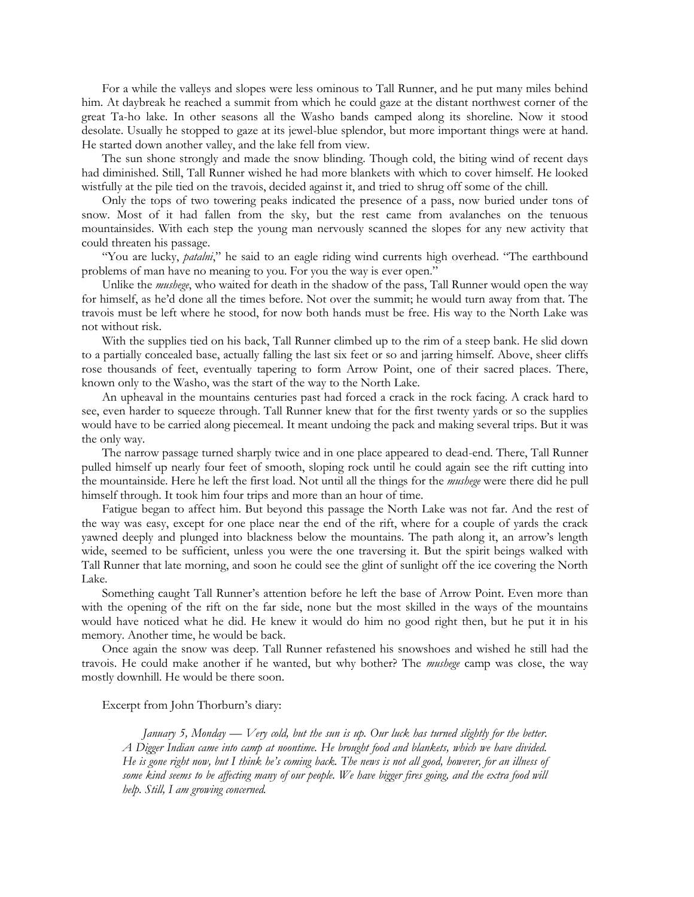For a while the valleys and slopes were less ominous to Tall Runner, and he put many miles behind him. At daybreak he reached a summit from which he could gaze at the distant northwest corner of the great Ta-ho lake. In other seasons all the Washo bands camped along its shoreline. Now it stood desolate. Usually he stopped to gaze at its jewel-blue splendor, but more important things were at hand. He started down another valley, and the lake fell from view.

The sun shone strongly and made the snow blinding. Though cold, the biting wind of recent days had diminished. Still, Tall Runner wished he had more blankets with which to cover himself. He looked wistfully at the pile tied on the travois, decided against it, and tried to shrug off some of the chill.

Only the tops of two towering peaks indicated the presence of a pass, now buried under tons of snow. Most of it had fallen from the sky, but the rest came from avalanches on the tenuous mountainsides. With each step the young man nervously scanned the slopes for any new activity that could threaten his passage.

"You are lucky, *patalni*," he said to an eagle riding wind currents high overhead. "The earthbound problems of man have no meaning to you. For you the way is ever open."

Unlike the *mushege*, who waited for death in the shadow of the pass, Tall Runner would open the way for himself, as he'd done all the times before. Not over the summit; he would turn away from that. The travois must be left where he stood, for now both hands must be free. His way to the North Lake was not without risk.

With the supplies tied on his back, Tall Runner climbed up to the rim of a steep bank. He slid down to a partially concealed base, actually falling the last six feet or so and jarring himself. Above, sheer cliffs rose thousands of feet, eventually tapering to form Arrow Point, one of their sacred places. There, known only to the Washo, was the start of the way to the North Lake.

An upheaval in the mountains centuries past had forced a crack in the rock facing. A crack hard to see, even harder to squeeze through. Tall Runner knew that for the first twenty yards or so the supplies would have to be carried along piecemeal. It meant undoing the pack and making several trips. But it was the only way.

The narrow passage turned sharply twice and in one place appeared to dead-end. There, Tall Runner pulled himself up nearly four feet of smooth, sloping rock until he could again see the rift cutting into the mountainside. Here he left the first load. Not until all the things for the *mushege* were there did he pull himself through. It took him four trips and more than an hour of time.

Fatigue began to affect him. But beyond this passage the North Lake was not far. And the rest of the way was easy, except for one place near the end of the rift, where for a couple of yards the crack yawned deeply and plunged into blackness below the mountains. The path along it, an arrow's length wide, seemed to be sufficient, unless you were the one traversing it. But the spirit beings walked with Tall Runner that late morning, and soon he could see the glint of sunlight off the ice covering the North Lake.

Something caught Tall Runner's attention before he left the base of Arrow Point. Even more than with the opening of the rift on the far side, none but the most skilled in the ways of the mountains would have noticed what he did. He knew it would do him no good right then, but he put it in his memory. Another time, he would be back.

Once again the snow was deep. Tall Runner refastened his snowshoes and wished he still had the travois. He could make another if he wanted, but why bother? The *mushege* camp was close, the way mostly downhill. He would be there soon.

Excerpt from John Thorburn's diary:

> *January 5, Monday — Very cold, but the sun is up. Our luck has turned slightly for the better. A Digger Indian came into camp at noontime. He brought food and blankets, which we have divided. He is gone right now, but I think he's coming back. The news is not all good, however, for an illness of some kind seems to be affecting many of our people. We have bigger fires going, and the extra food will help. Still, I am growing concerned.*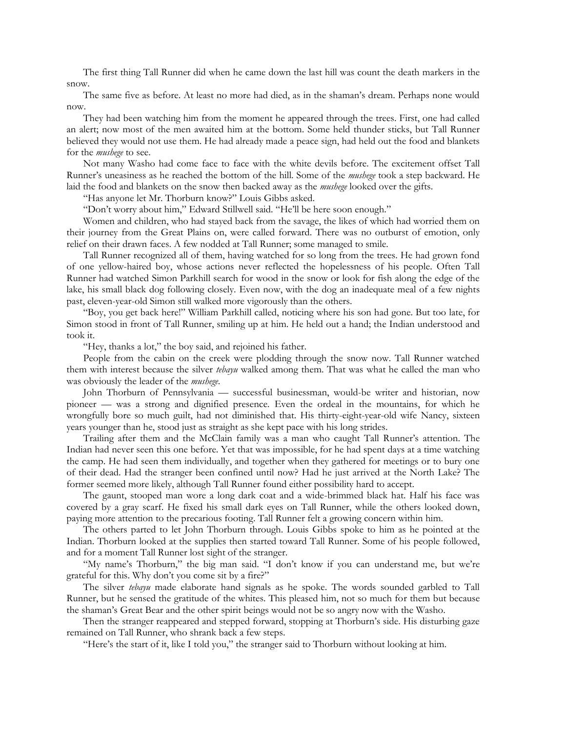The first thing Tall Runner did when he came down the last hill was count the death markers in the snow.

The same five as before. At least no more had died, as in the shaman's dream. Perhaps none would now.

They had been watching him from the moment he appeared through the trees. First, one had called an alert; now most of the men awaited him at the bottom. Some held thunder sticks, but Tall Runner believed they would not use them. He had already made a peace sign, had held out the food and blankets for the *mushege* to see.

Not many Washo had come face to face with the white devils before. The excitement offset Tall Runner's uneasiness as he reached the bottom of the hill. Some of the *mushege* took a step backward. He laid the food and blankets on the snow then backed away as the *mushege* looked over the gifts.

"Has anyone let Mr. Thorburn know?" Louis Gibbs asked.

"Don't worry about him," Edward Stillwell said. "He'll be here soon enough."

Women and children, who had stayed back from the savage, the likes of which had worried them on their journey from the Great Plains on, were called forward. There was no outburst of emotion, only relief on their drawn faces. A few nodded at Tall Runner; some managed to smile.

Tall Runner recognized all of them, having watched for so long from the trees. He had grown fond of one yellow-haired boy, whose actions never reflected the hopelessness of his people. Often Tall Runner had watched Simon Parkhill search for wood in the snow or look for fish along the edge of the lake, his small black dog following closely. Even now, with the dog an inadequate meal of a few nights past, eleven-year-old Simon still walked more vigorously than the others.

"Boy, you get back here!" William Parkhill called, noticing where his son had gone. But too late, for Simon stood in front of Tall Runner, smiling up at him. He held out a hand; the Indian understood and took it.

"Hey, thanks a lot," the boy said, and rejoined his father.

People from the cabin on the creek were plodding through the snow now. Tall Runner watched them with interest because the silver *tebayu* walked among them. That was what he called the man who was obviously the leader of the *mushege*.

John Thorburn of Pennsylvania — successful businessman, would-be writer and historian, now pioneer — was a strong and dignified presence. Even the ordeal in the mountains, for which he wrongfully bore so much guilt, had not diminished that. His thirty-eight-year-old wife Nancy, sixteen years younger than he, stood just as straight as she kept pace with his long strides.

Trailing after them and the McClain family was a man who caught Tall Runner's attention. The Indian had never seen this one before. Yet that was impossible, for he had spent days at a time watching the camp. He had seen them individually, and together when they gathered for meetings or to bury one of their dead. Had the stranger been confined until now? Had he just arrived at the North Lake? The former seemed more likely, although Tall Runner found either possibility hard to accept.

The gaunt, stooped man wore a long dark coat and a wide-brimmed black hat. Half his face was covered by a gray scarf. He fixed his small dark eyes on Tall Runner, while the others looked down, paying more attention to the precarious footing. Tall Runner felt a growing concern within him.

The others parted to let John Thorburn through. Louis Gibbs spoke to him as he pointed at the Indian. Thorburn looked at the supplies then started toward Tall Runner. Some of his people followed, and for a moment Tall Runner lost sight of the stranger.

"My name's Thorburn," the big man said. "I don't know if you can understand me, but we're grateful for this. Why don't you come sit by a fire?"

The silver *tebayu* made elaborate hand signals as he spoke. The words sounded garbled to Tall Runner, but he sensed the gratitude of the whites. This pleased him, not so much for them but because the shaman's Great Bear and the other spirit beings would not be so angry now with the Washo.

Then the stranger reappeared and stepped forward, stopping at Thorburn's side. His disturbing gaze remained on Tall Runner, who shrank back a few steps.

"Here's the start of it, like I told you," the stranger said to Thorburn without looking at him.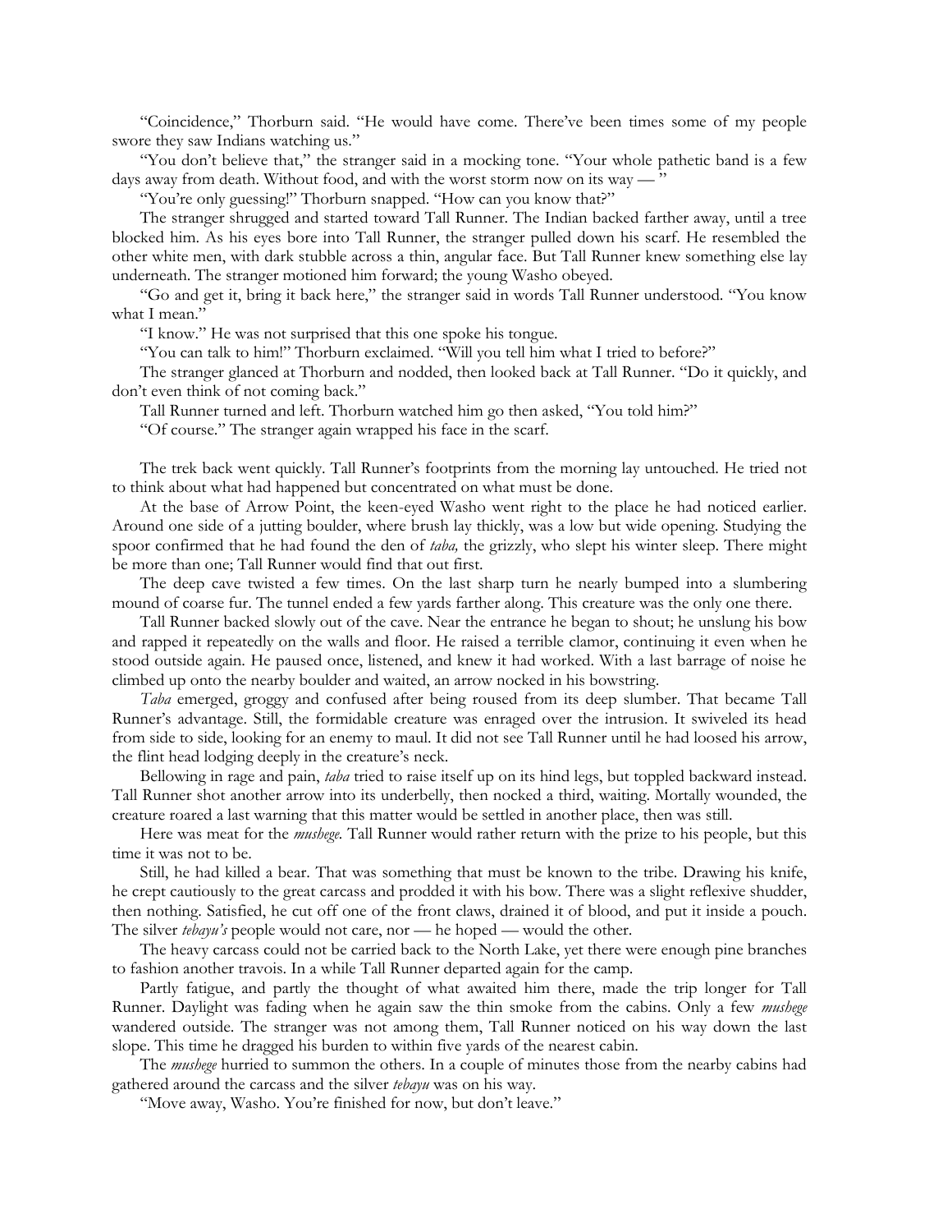"Coincidence," Thorburn said. "He would have come. There've been times some of my people swore they saw Indians watching us."

"You don't believe that," the stranger said in a mocking tone. "Your whole pathetic band is a few days away from death. Without food, and with the worst storm now on its way — "

"You're only guessing!" Thorburn snapped. "How can you know that?"

The stranger shrugged and started toward Tall Runner. The Indian backed farther away, until a tree blocked him. As his eyes bore into Tall Runner, the stranger pulled down his scarf. He resembled the other white men, with dark stubble across a thin, angular face. But Tall Runner knew something else lay underneath. The stranger motioned him forward; the young Washo obeyed.

"Go and get it, bring it back here," the stranger said in words Tall Runner understood. "You know what I mean."

"I know." He was not surprised that this one spoke his tongue.

"You can talk to him!" Thorburn exclaimed. "Will you tell him what I tried to before?"

The stranger glanced at Thorburn and nodded, then looked back at Tall Runner. "Do it quickly, and don't even think of not coming back."

Tall Runner turned and left. Thorburn watched him go then asked, "You told him?"

"Of course." The stranger again wrapped his face in the scarf.

The trek back went quickly. Tall Runner's footprints from the morning lay untouched. He tried not to think about what had happened but concentrated on what must be done.

At the base of Arrow Point, the keen-eyed Washo went right to the place he had noticed earlier. Around one side of a jutting boulder, where brush lay thickly, was a low but wide opening. Studying the spoor confirmed that he had found the den of *taba,* the grizzly, who slept his winter sleep. There might be more than one; Tall Runner would find that out first.

The deep cave twisted a few times. On the last sharp turn he nearly bumped into a slumbering mound of coarse fur. The tunnel ended a few yards farther along. This creature was the only one there.

Tall Runner backed slowly out of the cave. Near the entrance he began to shout; he unslung his bow and rapped it repeatedly on the walls and floor. He raised a terrible clamor, continuing it even when he stood outside again. He paused once, listened, and knew it had worked. With a last barrage of noise he climbed up onto the nearby boulder and waited, an arrow nocked in his bowstring.

*Taba* emerged, groggy and confused after being roused from its deep slumber. That became Tall Runner's advantage. Still, the formidable creature was enraged over the intrusion. It swiveled its head from side to side, looking for an enemy to maul. It did not see Tall Runner until he had loosed his arrow, the flint head lodging deeply in the creature's neck.

Bellowing in rage and pain, *taba* tried to raise itself up on its hind legs, but toppled backward instead. Tall Runner shot another arrow into its underbelly, then nocked a third, waiting. Mortally wounded, the creature roared a last warning that this matter would be settled in another place, then was still.

Here was meat for the *mushege.* Tall Runner would rather return with the prize to his people, but this time it was not to be.

Still, he had killed a bear. That was something that must be known to the tribe. Drawing his knife, he crept cautiously to the great carcass and prodded it with his bow. There was a slight reflexive shudder, then nothing. Satisfied, he cut off one of the front claws, drained it of blood, and put it inside a pouch. The silver *tebayu's* people would not care, nor — he hoped — would the other.

The heavy carcass could not be carried back to the North Lake, yet there were enough pine branches to fashion another travois. In a while Tall Runner departed again for the camp.

Partly fatigue, and partly the thought of what awaited him there, made the trip longer for Tall Runner. Daylight was fading when he again saw the thin smoke from the cabins. Only a few *mushege* wandered outside. The stranger was not among them, Tall Runner noticed on his way down the last slope. This time he dragged his burden to within five yards of the nearest cabin.

The *mushege* hurried to summon the others. In a couple of minutes those from the nearby cabins had gathered around the carcass and the silver *tebayu* was on his way.

"Move away, Washo. You're finished for now, but don't leave."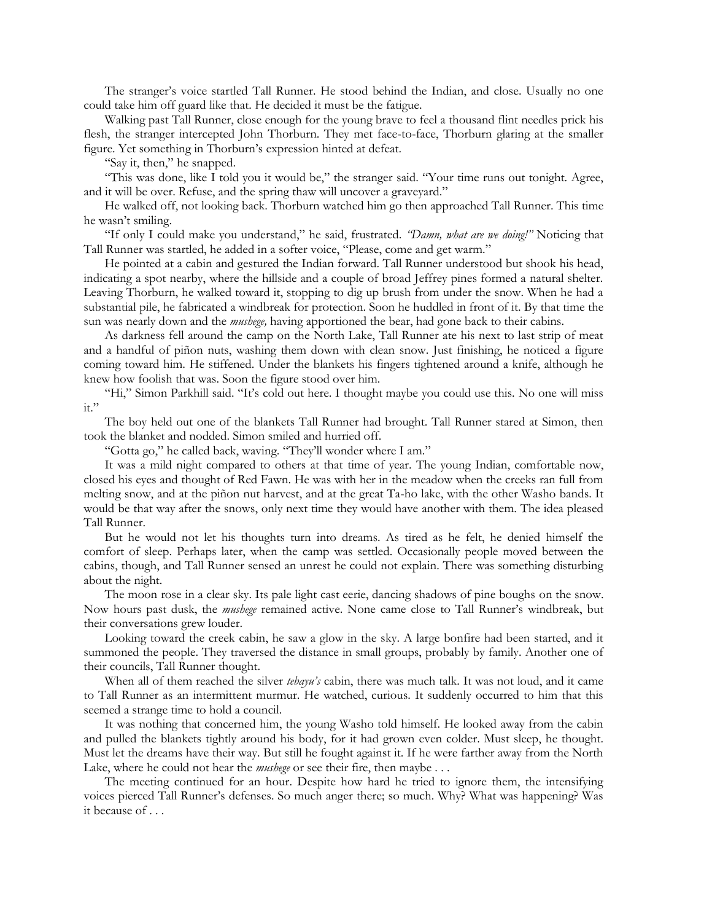The stranger's voice startled Tall Runner. He stood behind the Indian, and close. Usually no one could take him off guard like that. He decided it must be the fatigue.

Walking past Tall Runner, close enough for the young brave to feel a thousand flint needles prick his flesh, the stranger intercepted John Thorburn. They met face-to-face, Thorburn glaring at the smaller figure. Yet something in Thorburn's expression hinted at defeat.

"Say it, then," he snapped.

"This was done, like I told you it would be," the stranger said. "Your time runs out tonight. Agree, and it will be over. Refuse, and the spring thaw will uncover a graveyard."

He walked off, not looking back. Thorburn watched him go then approached Tall Runner. This time he wasn't smiling.

"If only I could make you understand," he said, frustrated. *"Damn, what are we doing!"* Noticing that Tall Runner was startled, he added in a softer voice, "Please, come and get warm."

He pointed at a cabin and gestured the Indian forward. Tall Runner understood but shook his head, indicating a spot nearby, where the hillside and a couple of broad Jeffrey pines formed a natural shelter. Leaving Thorburn, he walked toward it, stopping to dig up brush from under the snow. When he had a substantial pile, he fabricated a windbreak for protection. Soon he huddled in front of it. By that time the sun was nearly down and the *mushege,* having apportioned the bear, had gone back to their cabins.

As darkness fell around the camp on the North Lake, Tall Runner ate his next to last strip of meat and a handful of piñon nuts, washing them down with clean snow. Just finishing, he noticed a figure coming toward him. He stiffened. Under the blankets his fingers tightened around a knife, although he knew how foolish that was. Soon the figure stood over him.

"Hi," Simon Parkhill said. "It's cold out here. I thought maybe you could use this. No one will miss it."

The boy held out one of the blankets Tall Runner had brought. Tall Runner stared at Simon, then took the blanket and nodded. Simon smiled and hurried off.

"Gotta go," he called back, waving. "They'll wonder where I am."

It was a mild night compared to others at that time of year. The young Indian, comfortable now, closed his eyes and thought of Red Fawn. He was with her in the meadow when the creeks ran full from melting snow, and at the piñon nut harvest, and at the great Ta-ho lake, with the other Washo bands. It would be that way after the snows, only next time they would have another with them. The idea pleased Tall Runner.

But he would not let his thoughts turn into dreams. As tired as he felt, he denied himself the comfort of sleep. Perhaps later, when the camp was settled. Occasionally people moved between the cabins, though, and Tall Runner sensed an unrest he could not explain. There was something disturbing about the night.

The moon rose in a clear sky. Its pale light cast eerie, dancing shadows of pine boughs on the snow. Now hours past dusk, the *mushege* remained active. None came close to Tall Runner's windbreak, but their conversations grew louder.

Looking toward the creek cabin, he saw a glow in the sky. A large bonfire had been started, and it summoned the people. They traversed the distance in small groups, probably by family. Another one of their councils, Tall Runner thought.

When all of them reached the silver *tebayu's* cabin, there was much talk. It was not loud, and it came to Tall Runner as an intermittent murmur. He watched, curious. It suddenly occurred to him that this seemed a strange time to hold a council.

It was nothing that concerned him, the young Washo told himself. He looked away from the cabin and pulled the blankets tightly around his body, for it had grown even colder. Must sleep, he thought. Must let the dreams have their way. But still he fought against it. If he were farther away from the North Lake, where he could not hear the *mushege* or see their fire, then maybe . . .

The meeting continued for an hour. Despite how hard he tried to ignore them, the intensifying voices pierced Tall Runner's defenses. So much anger there; so much. Why? What was happening? Was it because of . . .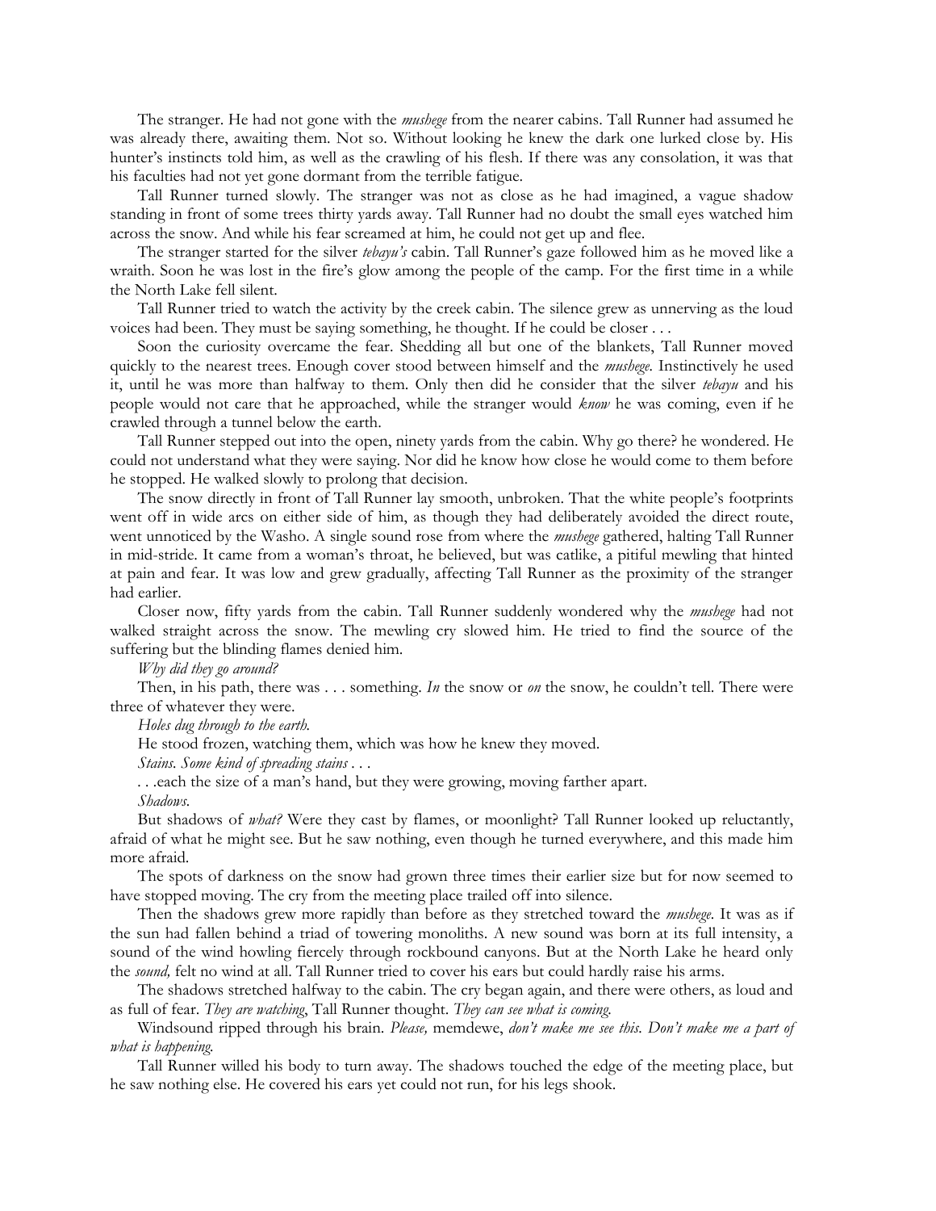The stranger. He had not gone with the *mushege* from the nearer cabins. Tall Runner had assumed he was already there, awaiting them. Not so. Without looking he knew the dark one lurked close by. His hunter's instincts told him, as well as the crawling of his flesh. If there was any consolation, it was that his faculties had not yet gone dormant from the terrible fatigue.

Tall Runner turned slowly. The stranger was not as close as he had imagined, a vague shadow standing in front of some trees thirty yards away. Tall Runner had no doubt the small eyes watched him across the snow. And while his fear screamed at him, he could not get up and flee.

The stranger started for the silver *tebayu's* cabin. Tall Runner's gaze followed him as he moved like a wraith. Soon he was lost in the fire's glow among the people of the camp. For the first time in a while the North Lake fell silent.

Tall Runner tried to watch the activity by the creek cabin. The silence grew as unnerving as the loud voices had been. They must be saying something, he thought. If he could be closer . . .

Soon the curiosity overcame the fear. Shedding all but one of the blankets, Tall Runner moved quickly to the nearest trees. Enough cover stood between himself and the *mushege*. Instinctively he used it, until he was more than halfway to them. Only then did he consider that the silver *tebayu* and his people would not care that he approached, while the stranger would *know* he was coming, even if he crawled through a tunnel below the earth.

Tall Runner stepped out into the open, ninety yards from the cabin. Why go there? he wondered. He could not understand what they were saying. Nor did he know how close he would come to them before he stopped. He walked slowly to prolong that decision.

The snow directly in front of Tall Runner lay smooth, unbroken. That the white people's footprints went off in wide arcs on either side of him, as though they had deliberately avoided the direct route, went unnoticed by the Washo. A single sound rose from where the *mushege* gathered, halting Tall Runner in mid-stride. It came from a woman's throat, he believed, but was catlike, a pitiful mewling that hinted at pain and fear. It was low and grew gradually, affecting Tall Runner as the proximity of the stranger had earlier.

Closer now, fifty yards from the cabin. Tall Runner suddenly wondered why the *mushege* had not walked straight across the snow. The mewling cry slowed him. He tried to find the source of the suffering but the blinding flames denied him.

*Why did they go around?*

Then, in his path, there was . . . something. *In* the snow or *on* the snow, he couldn't tell. There were three of whatever they were.

*Holes dug through to the earth.*

He stood frozen, watching them, which was how he knew they moved.

*Stains. Some kind of spreading stains . . .*

. . .each the size of a man's hand, but they were growing, moving farther apart.

*Shadows.*

But shadows of *what?* Were they cast by flames, or moonlight? Tall Runner looked up reluctantly, afraid of what he might see. But he saw nothing, even though he turned everywhere, and this made him more afraid.

The spots of darkness on the snow had grown three times their earlier size but for now seemed to have stopped moving. The cry from the meeting place trailed off into silence.

Then the shadows grew more rapidly than before as they stretched toward the *mushege*. It was as if the sun had fallen behind a triad of towering monoliths. A new sound was born at its full intensity, a sound of the wind howling fiercely through rockbound canyons. But at the North Lake he heard only the *sound,* felt no wind at all. Tall Runner tried to cover his ears but could hardly raise his arms.

The shadows stretched halfway to the cabin. The cry began again, and there were others, as loud and as full of fear. *They are watching*, Tall Runner thought. *They can see what is coming.*

Windsound ripped through his brain. *Please,* memdewe, *don't make me see this. Don't make me a part of what is happening.*

Tall Runner willed his body to turn away. The shadows touched the edge of the meeting place, but he saw nothing else. He covered his ears yet could not run, for his legs shook.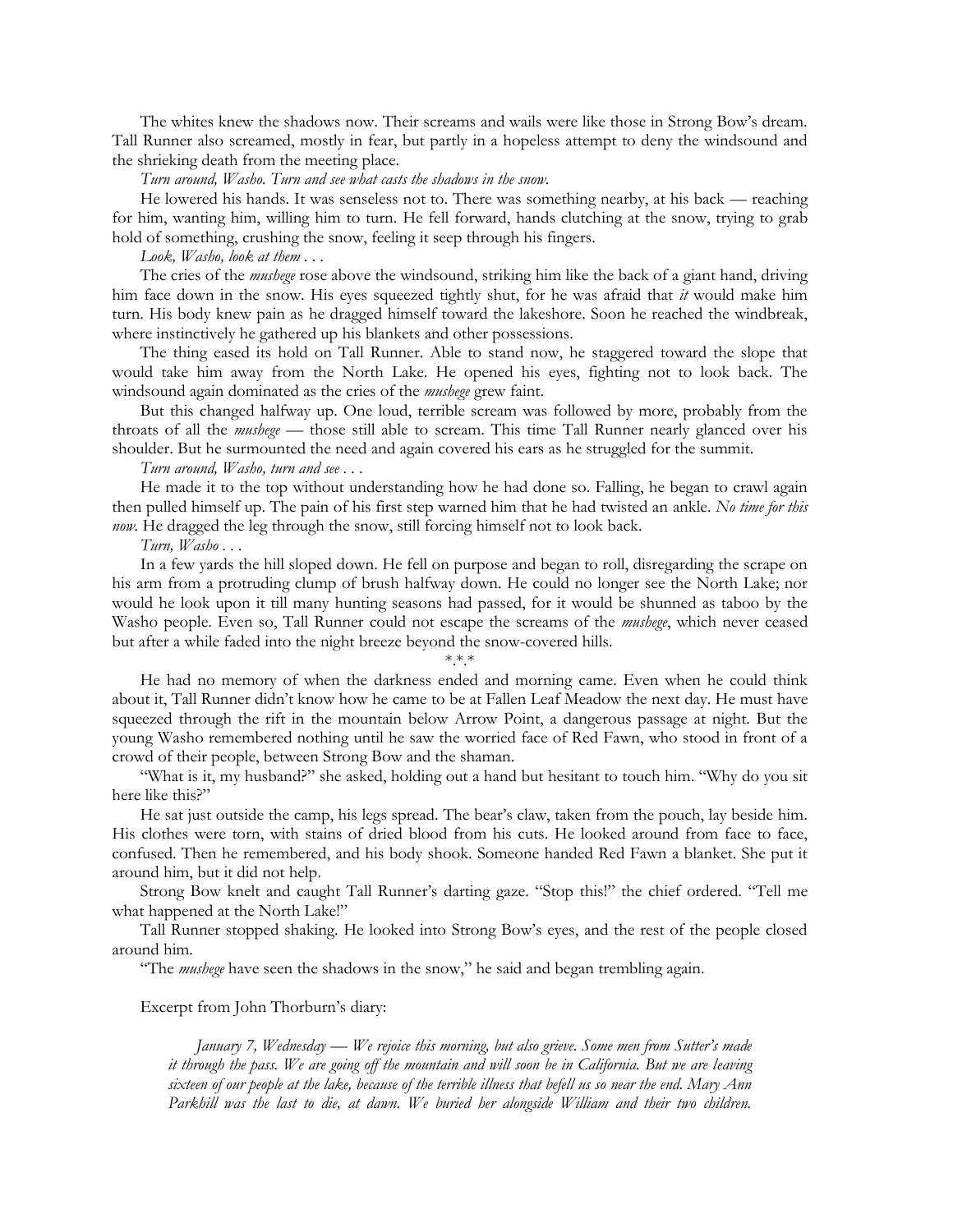The whites knew the shadows now. Their screams and wails were like those in Strong Bow's dream. Tall Runner also screamed, mostly in fear, but partly in a hopeless attempt to deny the windsound and the shrieking death from the meeting place.

*Turn around, Washo. Turn and see what casts the shadows in the snow.*

He lowered his hands. It was senseless not to. There was something nearby, at his back — reaching for him, wanting him, willing him to turn. He fell forward, hands clutching at the snow, trying to grab hold of something, crushing the snow, feeling it seep through his fingers.

*Look, Washo, look at them . . .*

The cries of the *mushege* rose above the windsound, striking him like the back of a giant hand, driving him face down in the snow. His eyes squeezed tightly shut, for he was afraid that *it* would make him turn. His body knew pain as he dragged himself toward the lakeshore. Soon he reached the windbreak, where instinctively he gathered up his blankets and other possessions.

The thing eased its hold on Tall Runner. Able to stand now, he staggered toward the slope that would take him away from the North Lake. He opened his eyes, fighting not to look back. The windsound again dominated as the cries of the *mushege* grew faint.

But this changed halfway up. One loud, terrible scream was followed by more, probably from the throats of all the *mushege* — those still able to scream. This time Tall Runner nearly glanced over his shoulder. But he surmounted the need and again covered his ears as he struggled for the summit.

*Turn around, Washo, turn and see . . .*

He made it to the top without understanding how he had done so. Falling, he began to crawl again then pulled himself up. The pain of his first step warned him that he had twisted an ankle. *No time for this now.* He dragged the leg through the snow, still forcing himself not to look back.

*Turn, Washo . . .*

In a few yards the hill sloped down. He fell on purpose and began to roll, disregarding the scrape on his arm from a protruding clump of brush halfway down. He could no longer see the North Lake; nor would he look upon it till many hunting seasons had passed, for it would be shunned as taboo by the Washo people. Even so, Tall Runner could not escape the screams of the *mushege*, which never ceased but after a while faded into the night breeze beyond the snow-covered hills.

\*.\*.\*

He had no memory of when the darkness ended and morning came. Even when he could think about it, Tall Runner didn't know how he came to be at Fallen Leaf Meadow the next day. He must have squeezed through the rift in the mountain below Arrow Point, a dangerous passage at night. But the young Washo remembered nothing until he saw the worried face of Red Fawn, who stood in front of a crowd of their people, between Strong Bow and the shaman.

"What is it, my husband?" she asked, holding out a hand but hesitant to touch him. "Why do you sit here like this?"

He sat just outside the camp, his legs spread. The bear's claw, taken from the pouch, lay beside him. His clothes were torn, with stains of dried blood from his cuts. He looked around from face to face, confused. Then he remembered, and his body shook. Someone handed Red Fawn a blanket. She put it around him, but it did not help.

Strong Bow knelt and caught Tall Runner's darting gaze. "Stop this!" the chief ordered. "Tell me what happened at the North Lake!"

Tall Runner stopped shaking. He looked into Strong Bow's eyes, and the rest of the people closed around him.

"The *mushege* have seen the shadows in the snow," he said and began trembling again.

Excerpt from John Thorburn's diary:

> *January 7, Wednesday — We rejoice this morning, but also grieve. Some men from Sutter's made it through the pass. We are going off the mountain and will soon be in California. But we are leaving sixteen of our people at the lake, because of the terrible illness that befell us so near the end. Mary Ann Parkhill was the last to die, at dawn. We buried her alongside William and their two children.*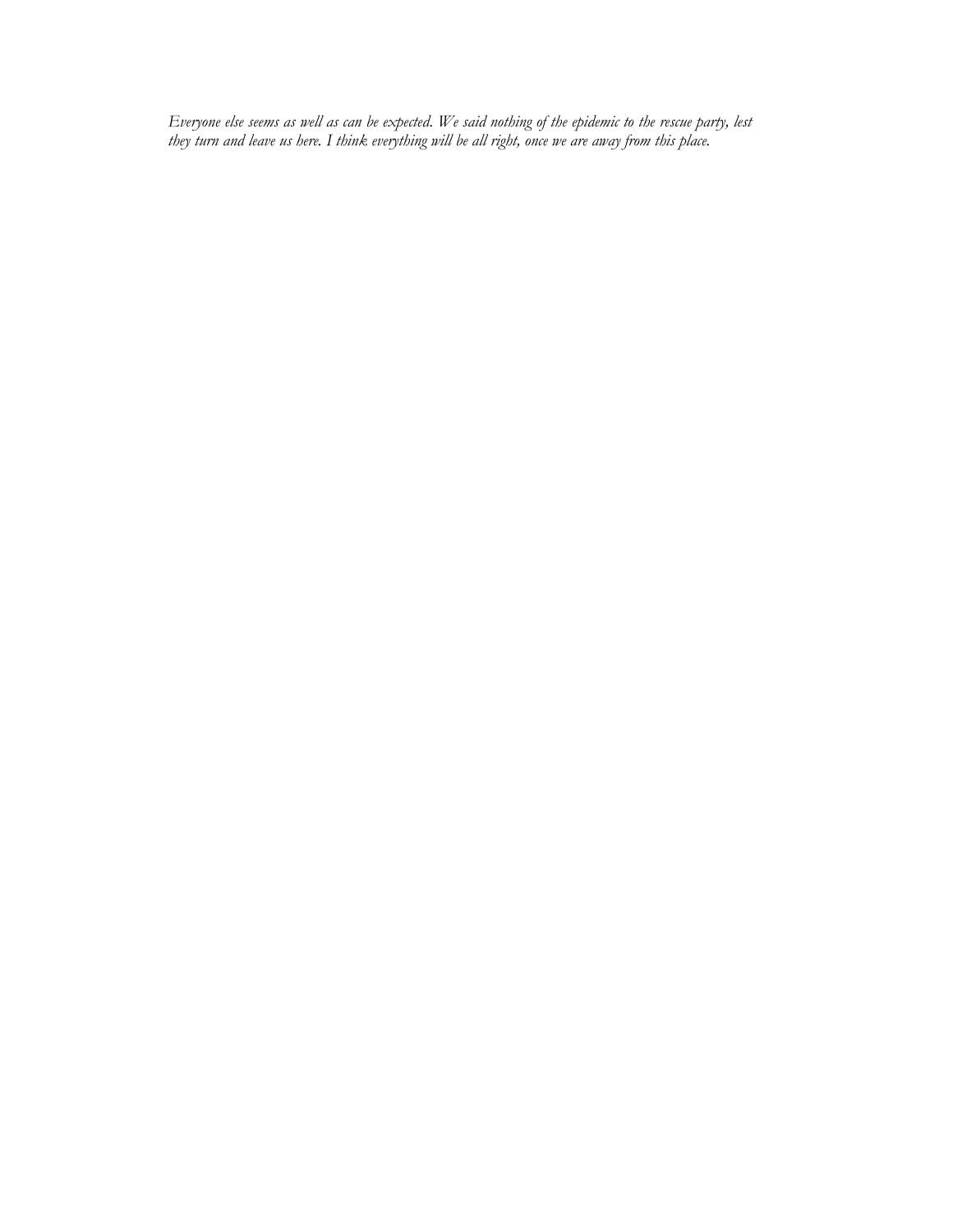*Everyone else seems as well as can be expected. We said nothing of the epidemic to the rescue party, lest they turn and leave us here. I think everything will be all right, once we are away from this place.*